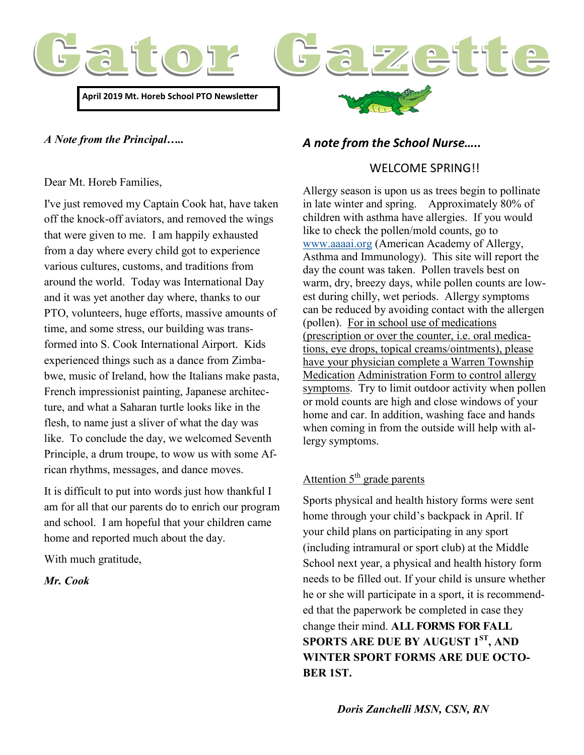# Gator Gazette

**April 2019 Mt. Horeb School PTO Newsletter**

## *A Note from the Principal…..*

Dear Mt. Horeb Families,

I've just removed my Captain Cook hat, have taken off the knock-off aviators, and removed the wings that were given to me. I am happily exhausted from a day where every child got to experience various cultures, customs, and traditions from around the world. Today was International Day and it was yet another day where, thanks to our PTO, volunteers, huge efforts, massive amounts of time, and some stress, our building was transformed into S. Cook International Airport. Kids experienced things such as a dance from Zimbabwe, music of Ireland, how the Italians make pasta, French impressionist painting, Japanese architecture, and what a Saharan turtle looks like in the flesh, to name just a sliver of what the day was like. To conclude the day, we welcomed Seventh Principle, a drum troupe, to wow us with some African rhythms, messages, and dance moves.

It is difficult to put into words just how thankful I am for all that our parents do to enrich our program and school. I am hopeful that your children came home and reported much about the day.

With much gratitude,

***Mr. Cook***

## *A note from the School Nurse…..*

WELCOME SPRING!!

Allergy season is upon us as trees begin to pollinate in late winter and spring. Approximately 80% of children with asthma have allergies. If you would like to check the pollen/mold counts, go to www.aaaai.org (American Academy of Allergy, Asthma and Immunology). This site will report the day the count was taken. Pollen travels best on warm, dry, breezy days, while pollen counts are lowest during chilly, wet periods. Allergy symptoms can be reduced by avoiding contact with the allergen (pollen). For in school use of medications (prescription or over the counter, i.e. oral medications, eye drops, topical creams/ointments), please have your physician complete a Warren Township Medication Administration Form to control allergy symptoms. Try to limit outdoor activity when pollen or mold counts are high and close windows of your home and car. In addition, washing face and hands when coming in from the outside will help with allergy symptoms.

Attention 5th grade parents

Sports physical and health history forms were sent home through your child's backpack in April. If your child plans on participating in any sport (including intramural or sport club) at the Middle School next year, a physical and health history form needs to be filled out. If your child is unsure whether he or she will participate in a sport, it is recommended that the paperwork be completed in case they change their mind. **ALL FORMS FOR FALL SPORTS ARE DUE BY AUGUST 1ST, AND WINTER SPORT FORMS ARE DUE OCTOBER 1ST.**

***Doris Zanchelli MSN, CSN, RN***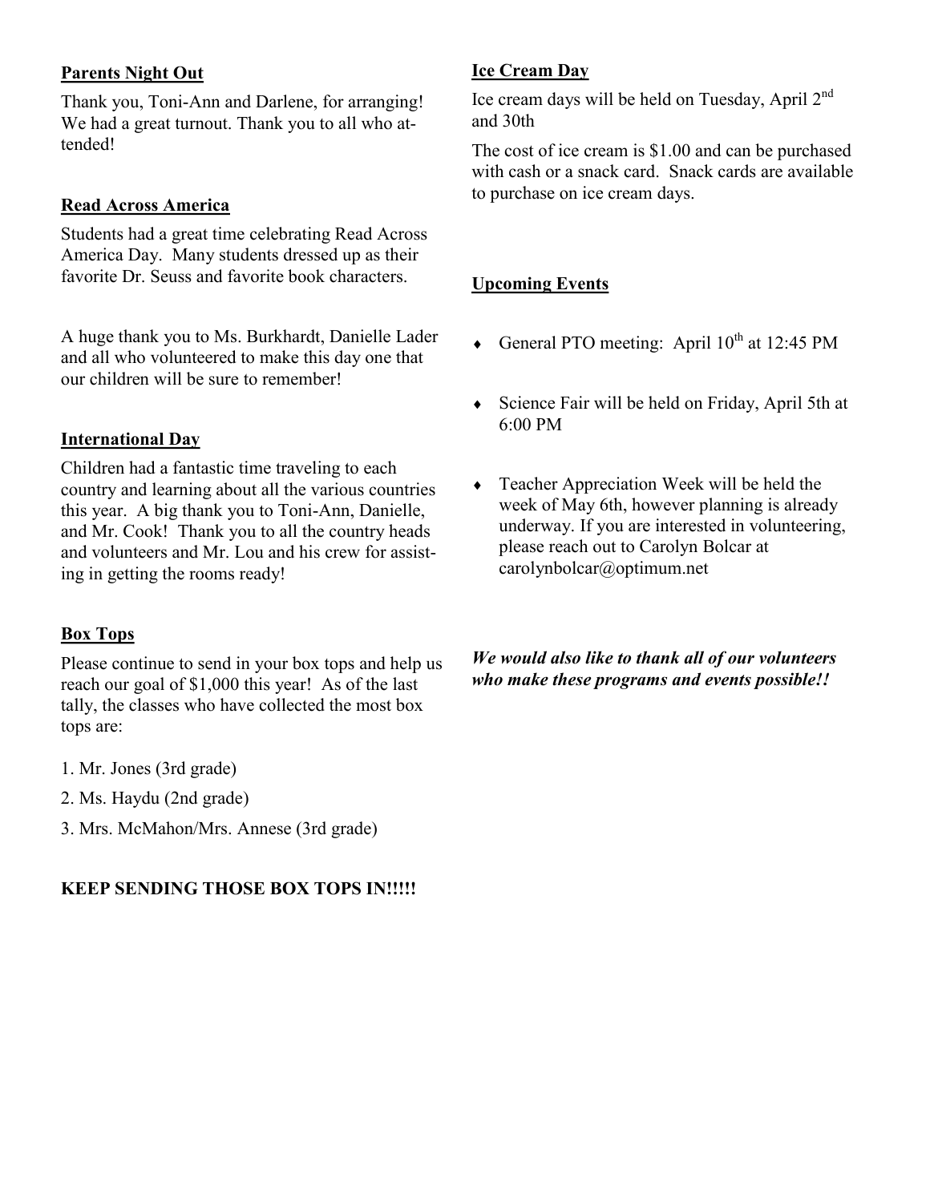**Parents Night Out**

Thank you, Toni-Ann and Darlene, for arranging! We had a great turnout. Thank you to all who attended!

**Read Across America**

Students had a great time celebrating Read Across America Day. Many students dressed up as their favorite Dr. Seuss and favorite book characters.

A huge thank you to Ms. Burkhardt, Danielle Lader and all who volunteered to make this day one that our children will be sure to remember!

**International Day**

Children had a fantastic time traveling to each country and learning about all the various countries this year. A big thank you to Toni-Ann, Danielle, and Mr. Cook! Thank you to all the country heads and volunteers and Mr. Lou and his crew for assisting in getting the rooms ready!

**Box Tops**

Please continue to send in your box tops and help us reach our goal of $1,000 this year! As of the last tally, the classes who have collected the most box tops are:

1. Mr. Jones (3rd grade)
2. Ms. Haydu (2nd grade)
3. Mrs. McMahon/Mrs. Annese (3rd grade)

**KEEP SENDING THOSE BOX TOPS IN!!!!!**

**Ice Cream Day**

Ice cream days will be held on Tuesday, April 2nd and 30th

The cost of ice cream is $1.00 and can be purchased with cash or a snack card. Snack cards are available to purchase on ice cream days.

**Upcoming Events**

- General PTO meeting: April 10th at 12:45 PM
- Science Fair will be held on Friday, April 5th at 6:00 PM
- Teacher Appreciation Week will be held the week of May 6th, however planning is already underway. If you are interested in volunteering, please reach out to Carolyn Bolcar at carolynbolcar@optimum.net

***We would also like to thank all of our volunteers who make these programs and events possible!!***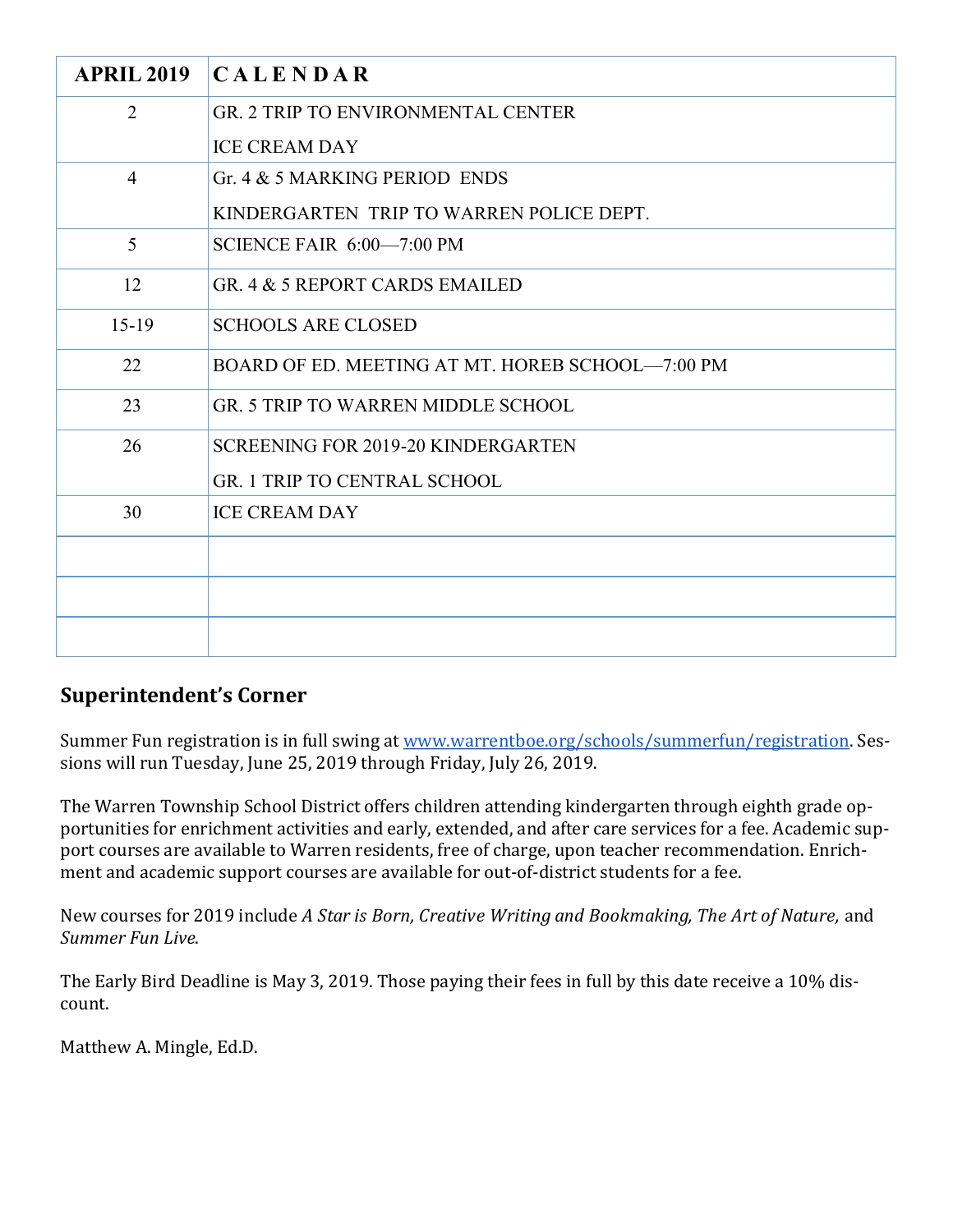| APRIL 2019 | C A L E N D A R |
|---|---|
| 2 | GR. 2 TRIP TO ENVIRONMENTAL CENTER<br>ICE CREAM DAY |
| 4 | Gr. 4 & 5 MARKING PERIOD ENDS<br>KINDERGARTEN TRIP TO WARREN POLICE DEPT. |
| 5 | SCIENCE FAIR 6:00—7:00 PM |
| 12 | GR. 4 & 5 REPORT CARDS EMAILED |
| 15-19 | SCHOOLS ARE CLOSED |
| 22 | BOARD OF ED. MEETING AT MT. HOREB SCHOOL—7:00 PM |
| 23 | GR. 5 TRIP TO WARREN MIDDLE SCHOOL |
| 26 | SCREENING FOR 2019-20 KINDERGARTEN<br>GR. 1 TRIP TO CENTRAL SCHOOL |
| 30 | ICE CREAM DAY |
| | |
| | |
| | |

## Superintendent's Corner

Summer Fun registration is in full swing at www.warrentboe.org/schools/summerfun/registration. Sessions will run Tuesday, June 25, 2019 through Friday, July 26, 2019.

The Warren Township School District offers children attending kindergarten through eighth grade opportunities for enrichment activities and early, extended, and after care services for a fee. Academic support courses are available to Warren residents, free of charge, upon teacher recommendation. Enrichment and academic support courses are available for out-of-district students for a fee.

New courses for 2019 include *A Star is Born, Creative Writing and Bookmaking, The Art of Nature,* and *Summer Fun Live*.

The Early Bird Deadline is May 3, 2019. Those paying their fees in full by this date receive a 10% discount.

Matthew A. Mingle, Ed.D.